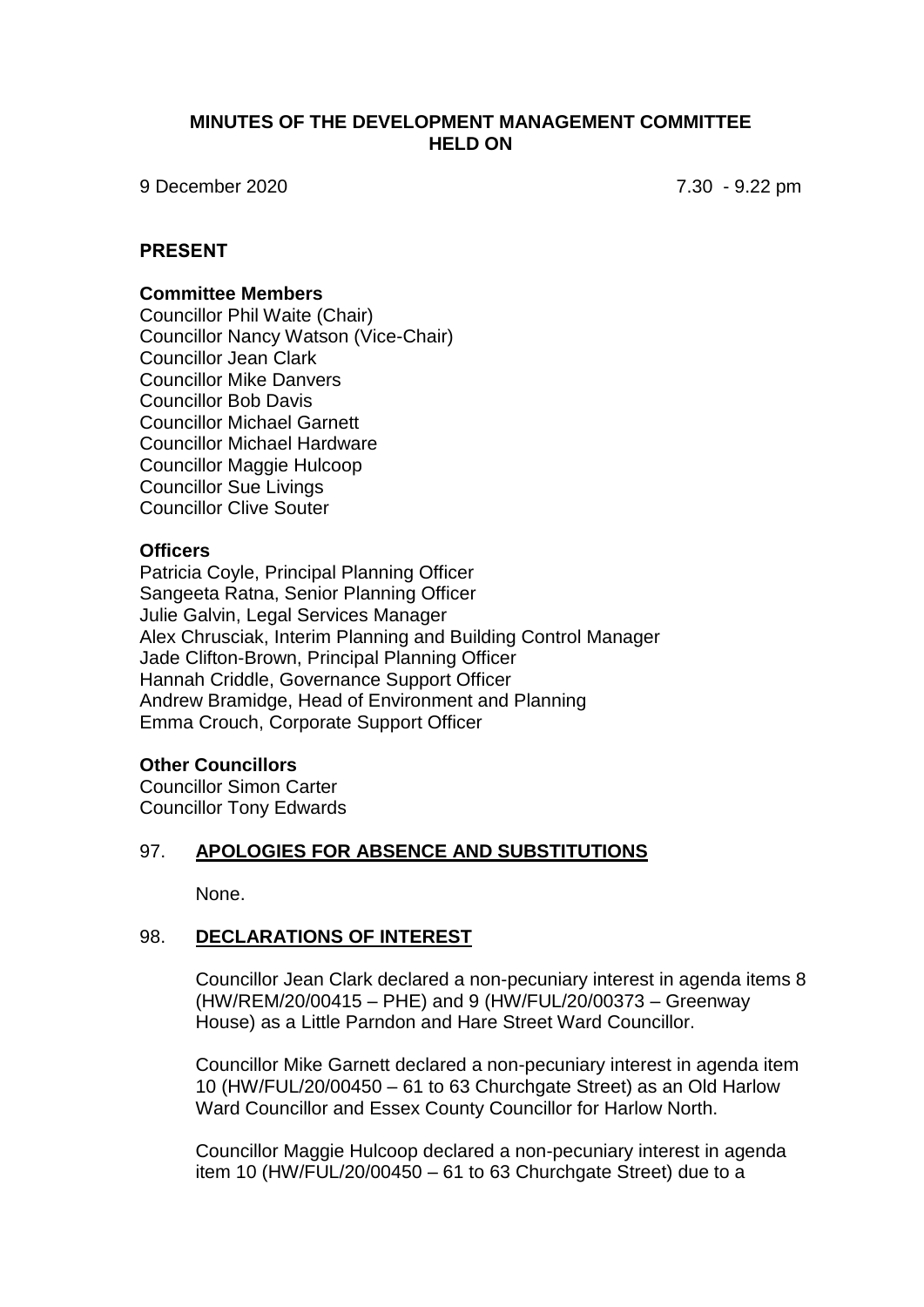# MINUTES OF THE DEVELOPMENT MANAGEMENT COMMITTEE HELD ON

9 December 2020 7.30 - 9.22 pm

## PRESENT

### Committee Members

Councillor Phil Waite (Chair)
Councillor Nancy Watson (Vice-Chair)
Councillor Jean Clark
Councillor Mike Danvers
Councillor Bob Davis
Councillor Michael Garnett
Councillor Michael Hardware
Councillor Maggie Hulcoop
Councillor Sue Livings
Councillor Clive Souter

### Officers

Patricia Coyle, Principal Planning Officer
Sangeeta Ratna, Senior Planning Officer
Julie Galvin, Legal Services Manager
Alex Chrusciak, Interim Planning and Building Control Manager
Jade Clifton-Brown, Principal Planning Officer
Hannah Criddle, Governance Support Officer
Andrew Bramidge, Head of Environment and Planning
Emma Crouch, Corporate Support Officer

### Other Councillors

Councillor Simon Carter
Councillor Tony Edwards

## 97. APOLOGIES FOR ABSENCE AND SUBSTITUTIONS

None.

## 98. DECLARATIONS OF INTEREST

Councillor Jean Clark declared a non-pecuniary interest in agenda items 8 (HW/REM/20/00415 – PHE) and 9 (HW/FUL/20/00373 – Greenway House) as a Little Parndon and Hare Street Ward Councillor.

Councillor Mike Garnett declared a non-pecuniary interest in agenda item 10 (HW/FUL/20/00450 – 61 to 63 Churchgate Street) as an Old Harlow Ward Councillor and Essex County Councillor for Harlow North.

Councillor Maggie Hulcoop declared a non-pecuniary interest in agenda item 10 (HW/FUL/20/00450 – 61 to 63 Churchgate Street) due to a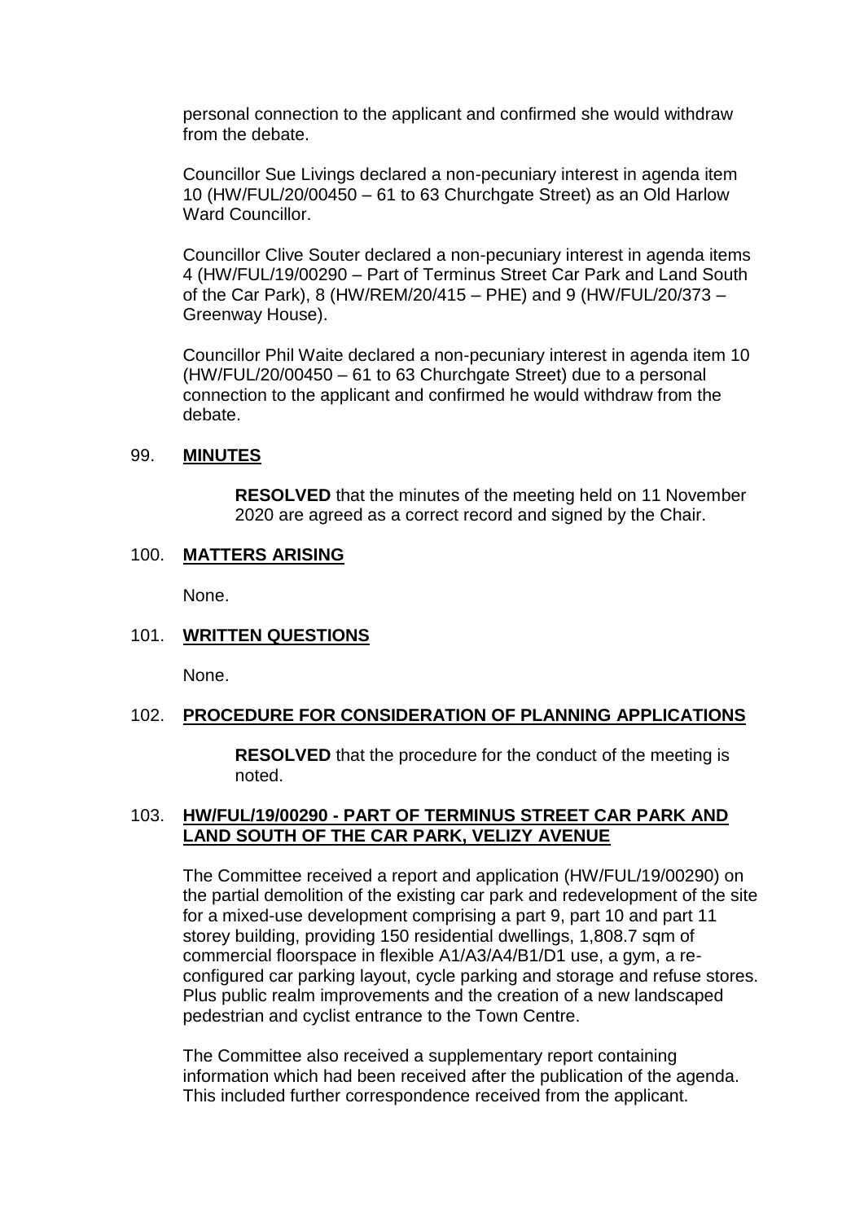personal connection to the applicant and confirmed she would withdraw from the debate.

Councillor Sue Livings declared a non-pecuniary interest in agenda item 10 (HW/FUL/20/00450 – 61 to 63 Churchgate Street) as an Old Harlow Ward Councillor.

Councillor Clive Souter declared a non-pecuniary interest in agenda items 4 (HW/FUL/19/00290 – Part of Terminus Street Car Park and Land South of the Car Park), 8 (HW/REM/20/415 – PHE) and 9 (HW/FUL/20/373 – Greenway House).

Councillor Phil Waite declared a non-pecuniary interest in agenda item 10 (HW/FUL/20/00450 – 61 to 63 Churchgate Street) due to a personal connection to the applicant and confirmed he would withdraw from the debate.

## 99. **MINUTES**

**RESOLVED** that the minutes of the meeting held on 11 November 2020 are agreed as a correct record and signed by the Chair.

## 100. **MATTERS ARISING**

None.

## 101. **WRITTEN QUESTIONS**

None.

## 102. **PROCEDURE FOR CONSIDERATION OF PLANNING APPLICATIONS**

**RESOLVED** that the procedure for the conduct of the meeting is noted.

## 103. **HW/FUL/19/00290 - PART OF TERMINUS STREET CAR PARK AND LAND SOUTH OF THE CAR PARK, VELIZY AVENUE**

The Committee received a report and application (HW/FUL/19/00290) on the partial demolition of the existing car park and redevelopment of the site for a mixed-use development comprising a part 9, part 10 and part 11 storey building, providing 150 residential dwellings, 1,808.7 sqm of commercial floorspace in flexible A1/A3/A4/B1/D1 use, a gym, a re-configured car parking layout, cycle parking and storage and refuse stores. Plus public realm improvements and the creation of a new landscaped pedestrian and cyclist entrance to the Town Centre.

The Committee also received a supplementary report containing information which had been received after the publication of the agenda. This included further correspondence received from the applicant.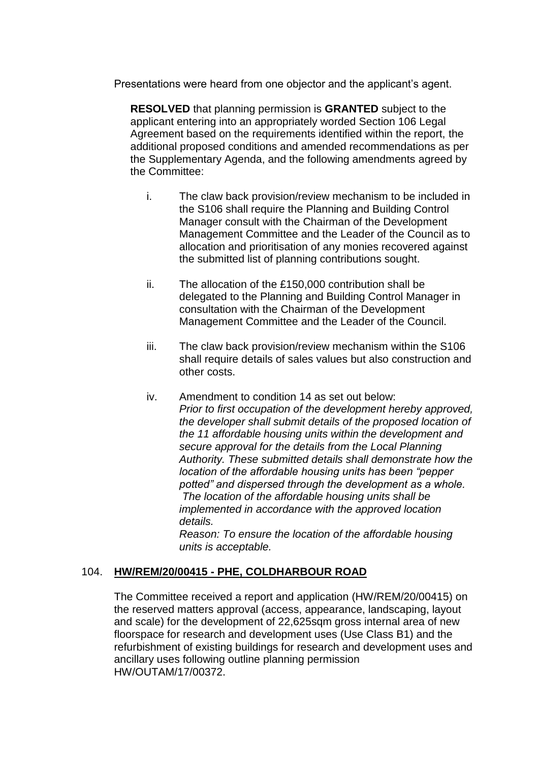Presentations were heard from one objector and the applicant's agent.

**RESOLVED** that planning permission is **GRANTED** subject to the applicant entering into an appropriately worded Section 106 Legal Agreement based on the requirements identified within the report, the additional proposed conditions and amended recommendations as per the Supplementary Agenda, and the following amendments agreed by the Committee:

i. The claw back provision/review mechanism to be included in the S106 shall require the Planning and Building Control Manager consult with the Chairman of the Development Management Committee and the Leader of the Council as to allocation and prioritisation of any monies recovered against the submitted list of planning contributions sought.

ii. The allocation of the £150,000 contribution shall be delegated to the Planning and Building Control Manager in consultation with the Chairman of the Development Management Committee and the Leader of the Council.

iii. The claw back provision/review mechanism within the S106 shall require details of sales values but also construction and other costs.

iv. Amendment to condition 14 as set out below:
*Prior to first occupation of the development hereby approved, the developer shall submit details of the proposed location of the 11 affordable housing units within the development and secure approval for the details from the Local Planning Authority. These submitted details shall demonstrate how the location of the affordable housing units has been "pepper potted" and dispersed through the development as a whole. The location of the affordable housing units shall be implemented in accordance with the approved location details.*
*Reason: To ensure the location of the affordable housing units is acceptable.*

## 104. **HW/REM/20/00415 - PHE, COLDHARBOUR ROAD**

The Committee received a report and application (HW/REM/20/00415) on the reserved matters approval (access, appearance, landscaping, layout and scale) for the development of 22,625sqm gross internal area of new floorspace for research and development uses (Use Class B1) and the refurbishment of existing buildings for research and development uses and ancillary uses following outline planning permission HW/OUTAM/17/00372.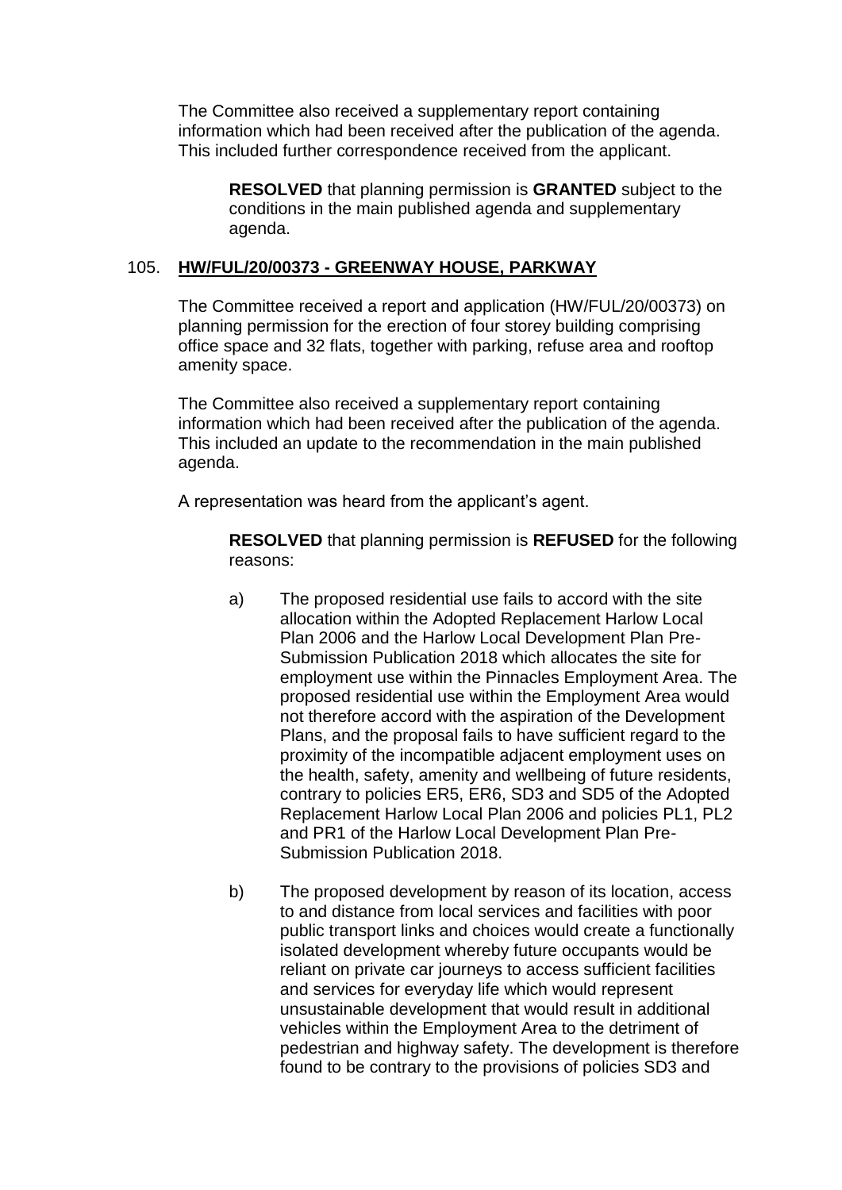The Committee also received a supplementary report containing information which had been received after the publication of the agenda. This included further correspondence received from the applicant.

> **RESOLVED** that planning permission is **GRANTED** subject to the conditions in the main published agenda and supplementary agenda.

## 105. **HW/FUL/20/00373 - GREENWAY HOUSE, PARKWAY**

The Committee received a report and application (HW/FUL/20/00373) on planning permission for the erection of four storey building comprising office space and 32 flats, together with parking, refuse area and rooftop amenity space.

The Committee also received a supplementary report containing information which had been received after the publication of the agenda. This included an update to the recommendation in the main published agenda.

A representation was heard from the applicant's agent.

> **RESOLVED** that planning permission is **REFUSED** for the following reasons:

a) The proposed residential use fails to accord with the site allocation within the Adopted Replacement Harlow Local Plan 2006 and the Harlow Local Development Plan Pre-Submission Publication 2018 which allocates the site for employment use within the Pinnacles Employment Area. The proposed residential use within the Employment Area would not therefore accord with the aspiration of the Development Plans, and the proposal fails to have sufficient regard to the proximity of the incompatible adjacent employment uses on the health, safety, amenity and wellbeing of future residents, contrary to policies ER5, ER6, SD3 and SD5 of the Adopted Replacement Harlow Local Plan 2006 and policies PL1, PL2 and PR1 of the Harlow Local Development Plan Pre-Submission Publication 2018.

b) The proposed development by reason of its location, access to and distance from local services and facilities with poor public transport links and choices would create a functionally isolated development whereby future occupants would be reliant on private car journeys to access sufficient facilities and services for everyday life which would represent unsustainable development that would result in additional vehicles within the Employment Area to the detriment of pedestrian and highway safety. The development is therefore found to be contrary to the provisions of policies SD3 and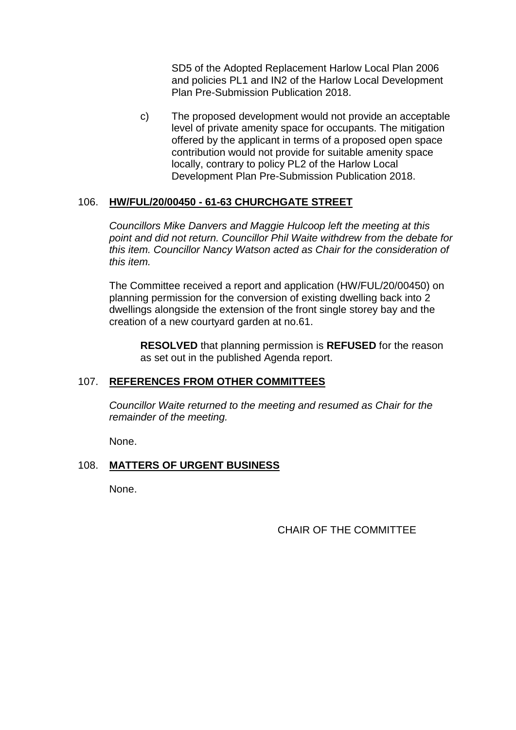SD5 of the Adopted Replacement Harlow Local Plan 2006 and policies PL1 and IN2 of the Harlow Local Development Plan Pre-Submission Publication 2018.

c) The proposed development would not provide an acceptable level of private amenity space for occupants. The mitigation offered by the applicant in terms of a proposed open space contribution would not provide for suitable amenity space locally, contrary to policy PL2 of the Harlow Local Development Plan Pre-Submission Publication 2018.

## 106. HW/FUL/20/00450 - 61-63 CHURCHGATE STREET

*Councillors Mike Danvers and Maggie Hulcoop left the meeting at this point and did not return. Councillor Phil Waite withdrew from the debate for this item. Councillor Nancy Watson acted as Chair for the consideration of this item.*

The Committee received a report and application (HW/FUL/20/00450) on planning permission for the conversion of existing dwelling back into 2 dwellings alongside the extension of the front single storey bay and the creation of a new courtyard garden at no.61.

**RESOLVED** that planning permission is **REFUSED** for the reason as set out in the published Agenda report.

## 107. REFERENCES FROM OTHER COMMITTEES

*Councillor Waite returned to the meeting and resumed as Chair for the remainder of the meeting.*

None.

## 108. MATTERS OF URGENT BUSINESS

None.

CHAIR OF THE COMMITTEE